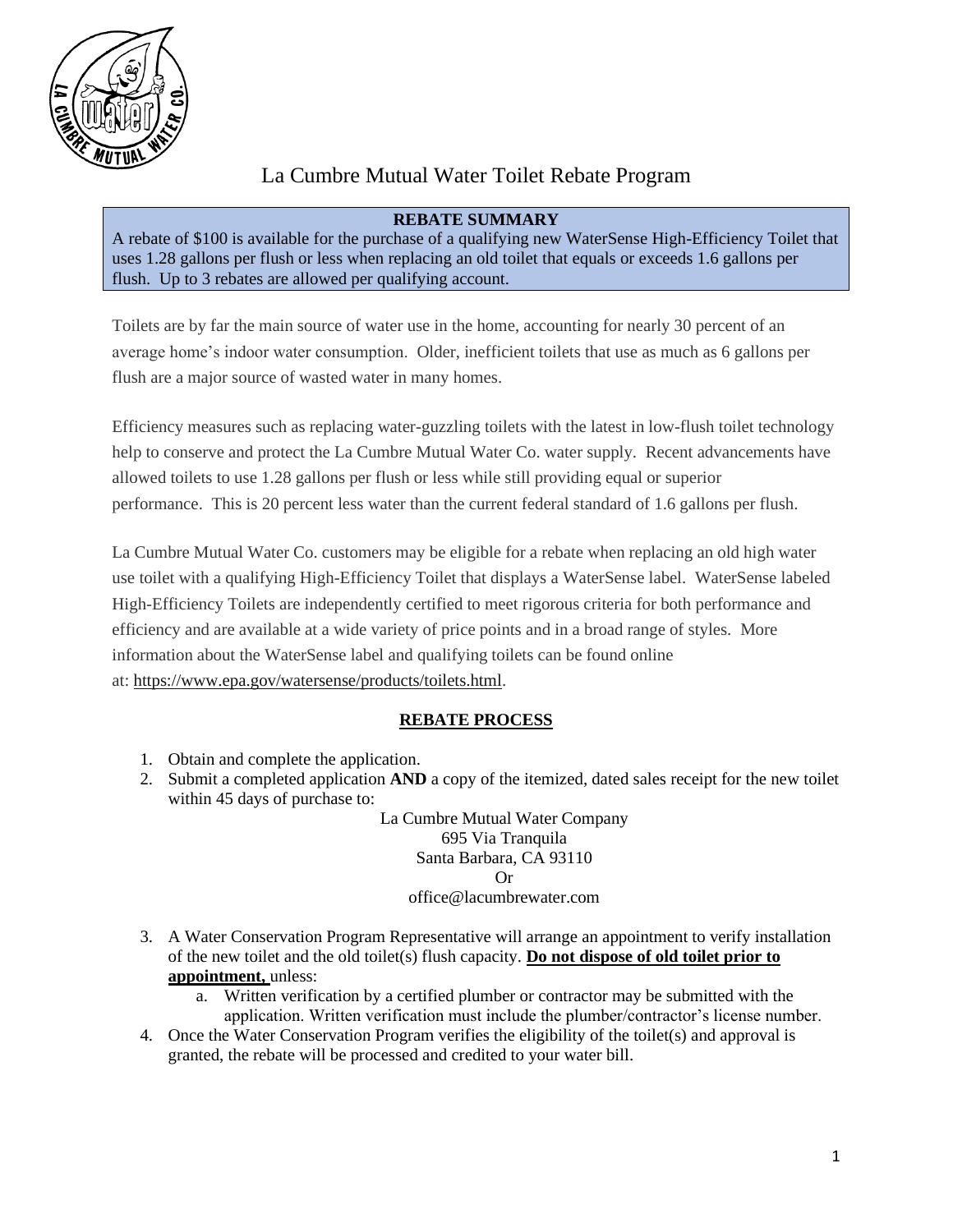# La Cumbre Mutual Water Toilet Rebate Program

**REBATE SUMMARY**

A rebate of $100 is available for the purchase of a qualifying new WaterSense High-Efficiency Toilet that uses 1.28 gallons per flush or less when replacing an old toilet that equals or exceeds 1.6 gallons per flush. Up to 3 rebates are allowed per qualifying account.

Toilets are by far the main source of water use in the home, accounting for nearly 30 percent of an average home's indoor water consumption. Older, inefficient toilets that use as much as 6 gallons per flush are a major source of wasted water in many homes.

Efficiency measures such as replacing water-guzzling toilets with the latest in low-flush toilet technology help to conserve and protect the La Cumbre Mutual Water Co. water supply. Recent advancements have allowed toilets to use 1.28 gallons per flush or less while still providing equal or superior performance. This is 20 percent less water than the current federal standard of 1.6 gallons per flush.

La Cumbre Mutual Water Co. customers may be eligible for a rebate when replacing an old high water use toilet with a qualifying High-Efficiency Toilet that displays a WaterSense label. WaterSense labeled High-Efficiency Toilets are independently certified to meet rigorous criteria for both performance and efficiency and are available at a wide variety of price points and in a broad range of styles. More information about the WaterSense label and qualifying toilets can be found online at: https://www.epa.gov/watersense/products/toilets.html.

## REBATE PROCESS

1. Obtain and complete the application.
2. Submit a completed application **AND** a copy of the itemized, dated sales receipt for the new toilet within 45 days of purchase to:

   La Cumbre Mutual Water Company
   695 Via Tranquila
   Santa Barbara, CA 93110
   Or
   office@lacumbrewater.com

3. A Water Conservation Program Representative will arrange an appointment to verify installation of the new toilet and the old toilet(s) flush capacity. **Do not dispose of old toilet prior to appointment,** unless:
   a. Written verification by a certified plumber or contractor may be submitted with the application. Written verification must include the plumber/contractor's license number.
4. Once the Water Conservation Program verifies the eligibility of the toilet(s) and approval is granted, the rebate will be processed and credited to your water bill.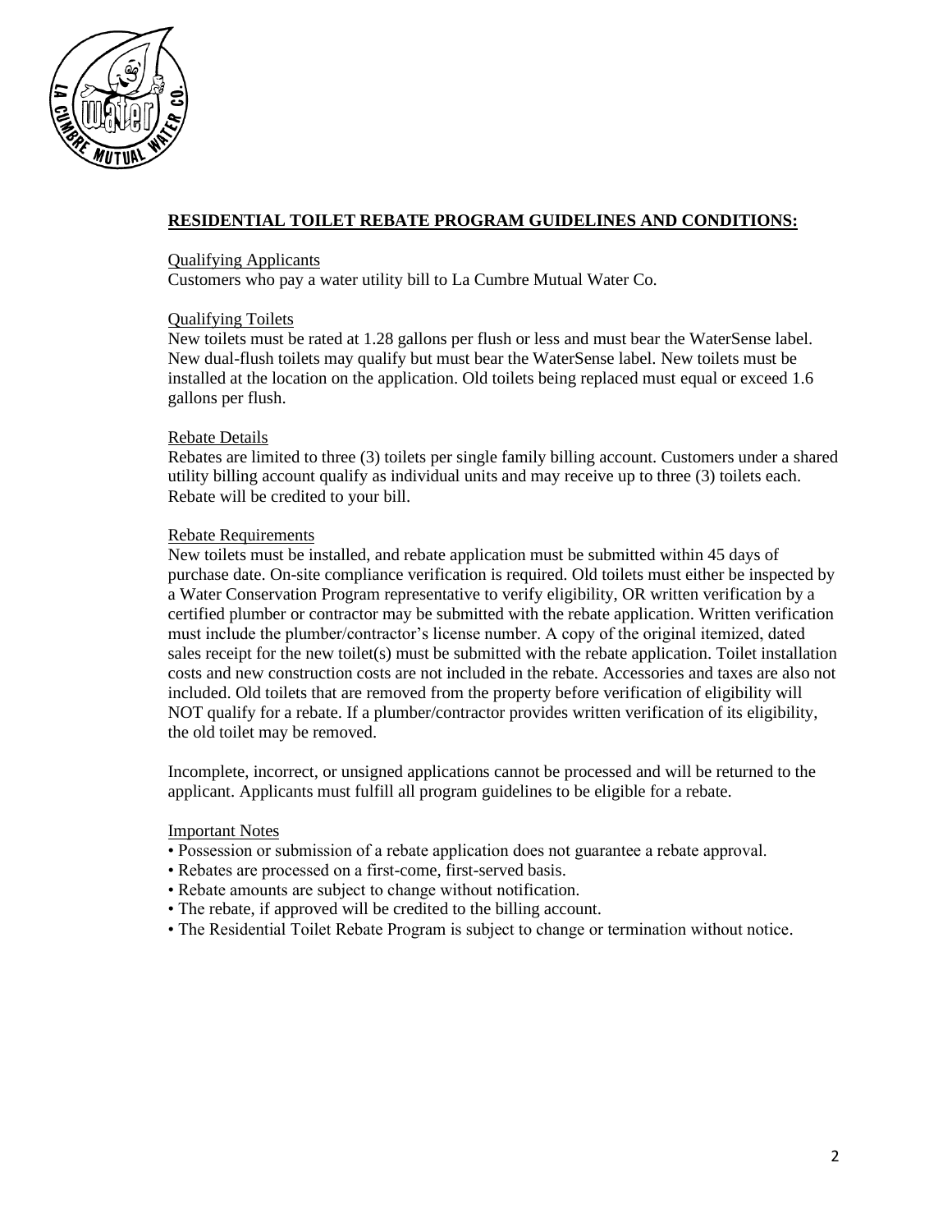## **RESIDENTIAL TOILET REBATE PROGRAM GUIDELINES AND CONDITIONS:**

Qualifying Applicants
Customers who pay a water utility bill to La Cumbre Mutual Water Co.

Qualifying Toilets
New toilets must be rated at 1.28 gallons per flush or less and must bear the WaterSense label. New dual-flush toilets may qualify but must bear the WaterSense label. New toilets must be installed at the location on the application. Old toilets being replaced must equal or exceed 1.6 gallons per flush.

Rebate Details
Rebates are limited to three (3) toilets per single family billing account. Customers under a shared utility billing account qualify as individual units and may receive up to three (3) toilets each. Rebate will be credited to your bill.

Rebate Requirements
New toilets must be installed, and rebate application must be submitted within 45 days of purchase date. On-site compliance verification is required. Old toilets must either be inspected by a Water Conservation Program representative to verify eligibility, OR written verification by a certified plumber or contractor may be submitted with the rebate application. Written verification must include the plumber/contractor's license number. A copy of the original itemized, dated sales receipt for the new toilet(s) must be submitted with the rebate application. Toilet installation costs and new construction costs are not included in the rebate. Accessories and taxes are also not included. Old toilets that are removed from the property before verification of eligibility will NOT qualify for a rebate. If a plumber/contractor provides written verification of its eligibility, the old toilet may be removed.

Incomplete, incorrect, or unsigned applications cannot be processed and will be returned to the applicant. Applicants must fulfill all program guidelines to be eligible for a rebate.

Important Notes
- Possession or submission of a rebate application does not guarantee a rebate approval.
- Rebates are processed on a first-come, first-served basis.
- Rebate amounts are subject to change without notification.
- The rebate, if approved will be credited to the billing account.
- The Residential Toilet Rebate Program is subject to change or termination without notice.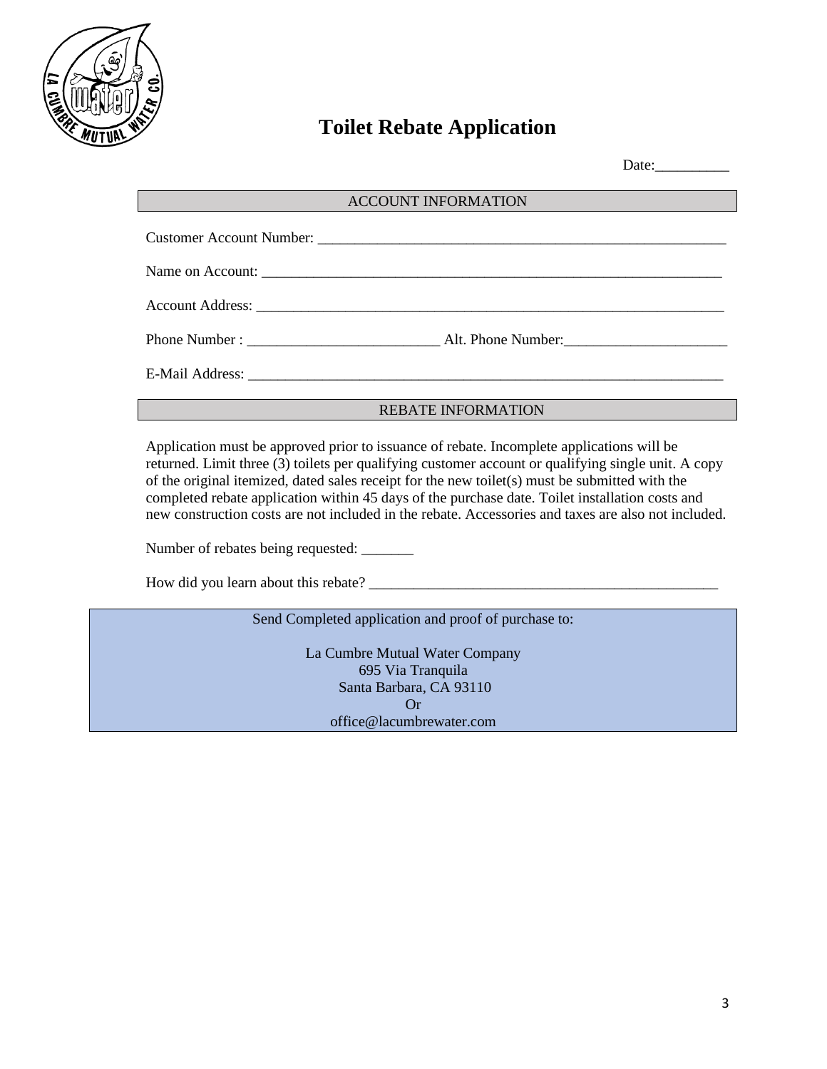# Toilet Rebate Application

Date:__________

## ACCOUNT INFORMATION

Customer Account Number: ___________________________________________________________

Name on Account: _________________________________________________________________

Account Address: _________________________________________________________________

Phone Number : __________________________ Alt. Phone Number:______________________

E-Mail Address: __________________________________________________________________

## REBATE INFORMATION

Application must be approved prior to issuance of rebate. Incomplete applications will be returned. Limit three (3) toilets per qualifying customer account or qualifying single unit. A copy of the original itemized, dated sales receipt for the new toilet(s) must be submitted with the completed rebate application within 45 days of the purchase date. Toilet installation costs and new construction costs are not included in the rebate. Accessories and taxes are also not included.

Number of rebates being requested: _______

How did you learn about this rebate? _________________________________________________

Send Completed application and proof of purchase to:

La Cumbre Mutual Water Company
695 Via Tranquila
Santa Barbara, CA 93110
Or
office@lacumbrewater.com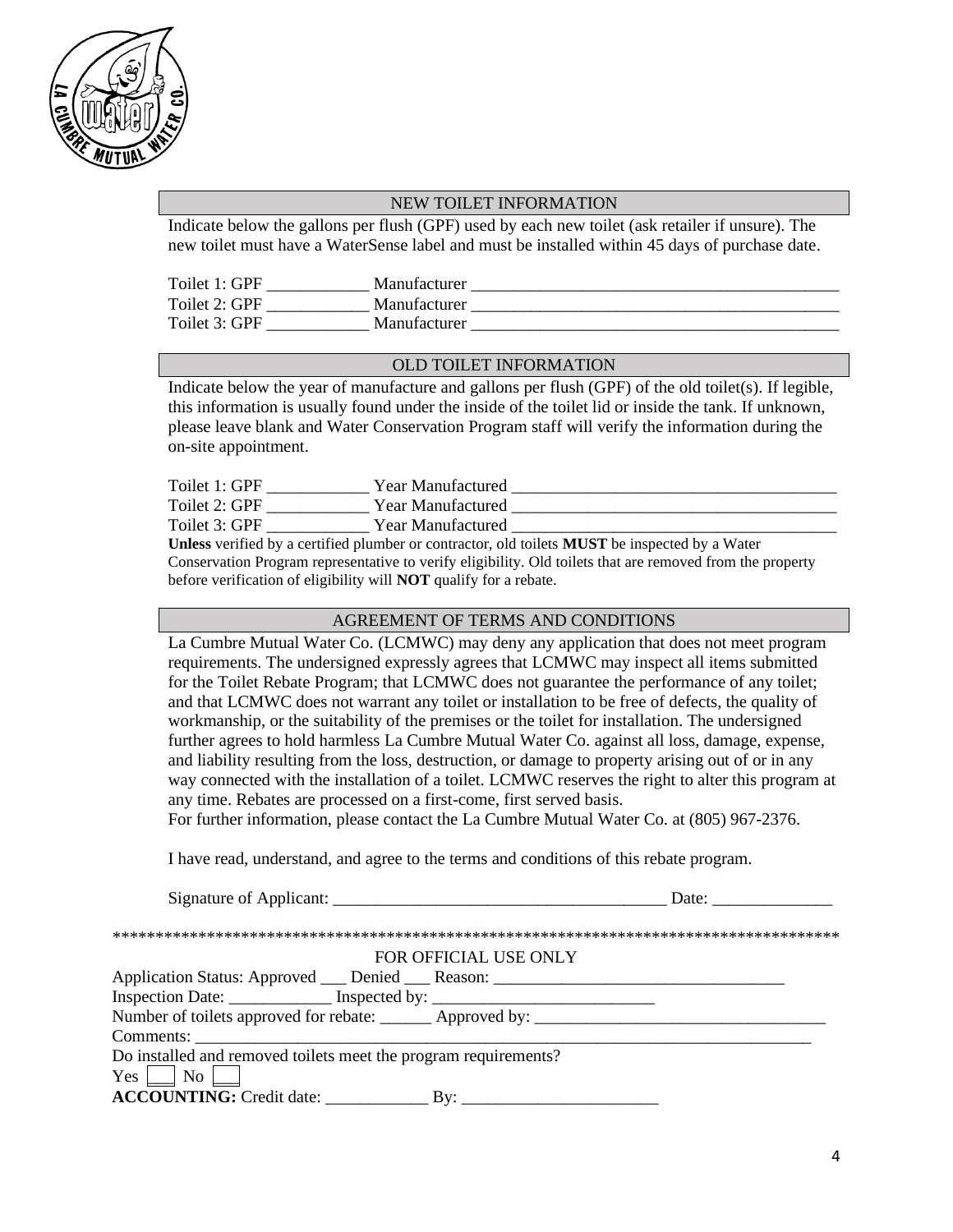## NEW TOILET INFORMATION

Indicate below the gallons per flush (GPF) used by each new toilet (ask retailer if unsure). The new toilet must have a WaterSense label and must be installed within 45 days of purchase date.

Toilet 1: GPF ____________ Manufacturer ____________________________________________
Toilet 2: GPF ____________ Manufacturer ____________________________________________
Toilet 3: GPF ____________ Manufacturer ____________________________________________

## OLD TOILET INFORMATION

Indicate below the year of manufacture and gallons per flush (GPF) of the old toilet(s). If legible, this information is usually found under the inside of the toilet lid or inside the tank. If unknown, please leave blank and Water Conservation Program staff will verify the information during the on-site appointment.

Toilet 1: GPF ____________ Year Manufactured ______________________________________
Toilet 2: GPF ____________ Year Manufactured ______________________________________
Toilet 3: GPF ____________ Year Manufactured ______________________________________

**Unless** verified by a certified plumber or contractor, old toilets **MUST** be inspected by a Water Conservation Program representative to verify eligibility. Old toilets that are removed from the property before verification of eligibility will **NOT** qualify for a rebate.

## AGREEMENT OF TERMS AND CONDITIONS

La Cumbre Mutual Water Co. (LCMWC) may deny any application that does not meet program requirements. The undersigned expressly agrees that LCMWC may inspect all items submitted for the Toilet Rebate Program; that LCMWC does not guarantee the performance of any toilet; and that LCMWC does not warrant any toilet or installation to be free of defects, the quality of workmanship, or the suitability of the premises or the toilet for installation. The undersigned further agrees to hold harmless La Cumbre Mutual Water Co. against all loss, damage, expense, and liability resulting from the loss, destruction, or damage to property arising out of or in any way connected with the installation of a toilet. LCMWC reserves the right to alter this program at any time. Rebates are processed on a first-come, first served basis.
For further information, please contact the La Cumbre Mutual Water Co. at (805) 967-2376.

I have read, understand, and agree to the terms and conditions of this rebate program.

Signature of Applicant: _______________________________________ Date: ______________

*****************************************************************************************

FOR OFFICIAL USE ONLY

Application Status: Approved ___ Denied ___ Reason: __________________________________
Inspection Date: ____________ Inspected by: __________________________
Number of toilets approved for rebate: ______ Approved by: __________________________________
Comments: ____________________________________________________________________________
Do installed and removed toilets meet the program requirements?
Yes ___ No ___
**ACCOUNTING:** Credit date: ____________ By: _______________________